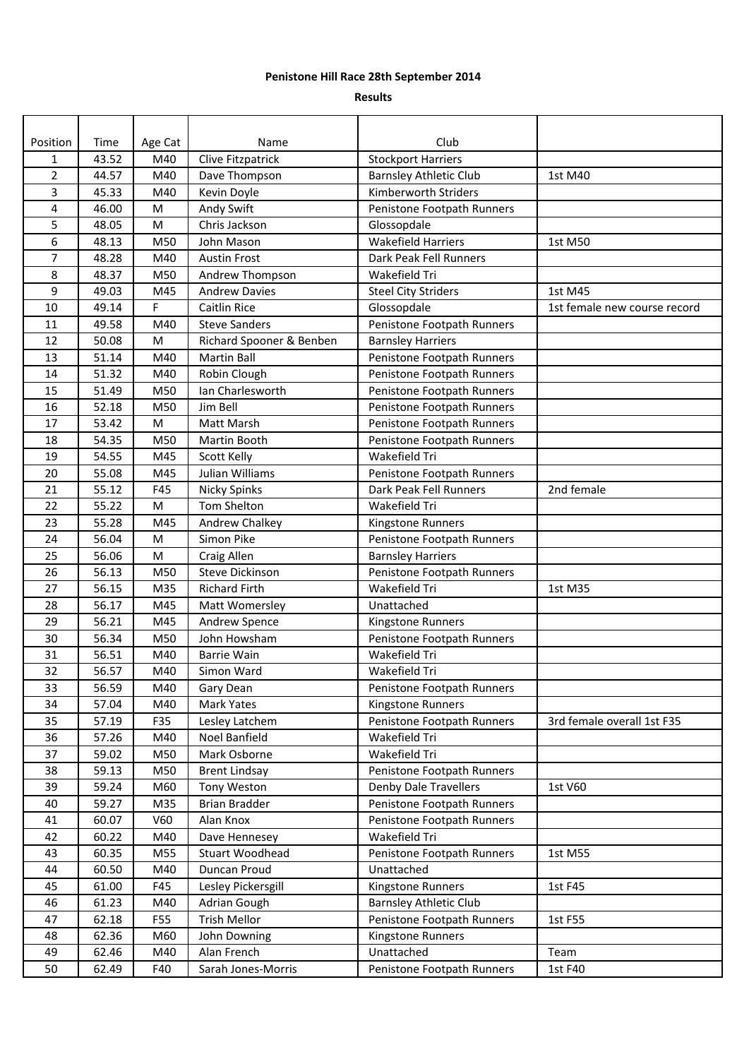**Penistone Hill Race 28th September 2014**

**Results**

| Position | Time | Age Cat | Name | Club | |
|---|---|---|---|---|---|
| 1 | 43.52 | M40 | Clive Fitzpatrick | Stockport Harriers | |
| 2 | 44.57 | M40 | Dave Thompson | Barnsley Athletic Club | 1st M40 |
| 3 | 45.33 | M40 | Kevin Doyle | Kimberworth Striders | |
| 4 | 46.00 | M | Andy Swift | Penistone Footpath Runners | |
| 5 | 48.05 | M | Chris Jackson | Glossopdale | |
| 6 | 48.13 | M50 | John Mason | Wakefield Harriers | 1st M50 |
| 7 | 48.28 | M40 | Austin Frost | Dark Peak Fell Runners | |
| 8 | 48.37 | M50 | Andrew Thompson | Wakefield Tri | |
| 9 | 49.03 | M45 | Andrew Davies | Steel City Striders | 1st M45 |
| 10 | 49.14 | F | Caitlin Rice | Glossopdale | 1st female new course record |
| 11 | 49.58 | M40 | Steve Sanders | Penistone Footpath Runners | |
| 12 | 50.08 | M | Richard Spooner & Benben | Barnsley Harriers | |
| 13 | 51.14 | M40 | Martin Ball | Penistone Footpath Runners | |
| 14 | 51.32 | M40 | Robin Clough | Penistone Footpath Runners | |
| 15 | 51.49 | M50 | Ian Charlesworth | Penistone Footpath Runners | |
| 16 | 52.18 | M50 | Jim Bell | Penistone Footpath Runners | |
| 17 | 53.42 | M | Matt Marsh | Penistone Footpath Runners | |
| 18 | 54.35 | M50 | Martin Booth | Penistone Footpath Runners | |
| 19 | 54.55 | M45 | Scott Kelly | Wakefield Tri | |
| 20 | 55.08 | M45 | Julian Williams | Penistone Footpath Runners | |
| 21 | 55.12 | F45 | Nicky Spinks | Dark Peak Fell Runners | 2nd female |
| 22 | 55.22 | M | Tom Shelton | Wakefield Tri | |
| 23 | 55.28 | M45 | Andrew Chalkey | Kingstone Runners | |
| 24 | 56.04 | M | Simon Pike | Penistone Footpath Runners | |
| 25 | 56.06 | M | Craig Allen | Barnsley Harriers | |
| 26 | 56.13 | M50 | Steve Dickinson | Penistone Footpath Runners | |
| 27 | 56.15 | M35 | Richard Firth | Wakefield Tri | 1st M35 |
| 28 | 56.17 | M45 | Matt Womersley | Unattached | |
| 29 | 56.21 | M45 | Andrew Spence | Kingstone Runners | |
| 30 | 56.34 | M50 | John Howsham | Penistone Footpath Runners | |
| 31 | 56.51 | M40 | Barrie Wain | Wakefield Tri | |
| 32 | 56.57 | M40 | Simon Ward | Wakefield Tri | |
| 33 | 56.59 | M40 | Gary Dean | Penistone Footpath Runners | |
| 34 | 57.04 | M40 | Mark Yates | Kingstone Runners | |
| 35 | 57.19 | F35 | Lesley Latchem | Penistone Footpath Runners | 3rd female overall 1st F35 |
| 36 | 57.26 | M40 | Noel Banfield | Wakefield Tri | |
| 37 | 59.02 | M50 | Mark Osborne | Wakefield Tri | |
| 38 | 59.13 | M50 | Brent Lindsay | Penistone Footpath Runners | |
| 39 | 59.24 | M60 | Tony Weston | Denby Dale Travellers | 1st V60 |
| 40 | 59.27 | M35 | Brian Bradder | Penistone Footpath Runners | |
| 41 | 60.07 | V60 | Alan Knox | Penistone Footpath Runners | |
| 42 | 60.22 | M40 | Dave Hennesey | Wakefield Tri | |
| 43 | 60.35 | M55 | Stuart Woodhead | Penistone Footpath Runners | 1st M55 |
| 44 | 60.50 | M40 | Duncan Proud | Unattached | |
| 45 | 61.00 | F45 | Lesley Pickersgill | Kingstone Runners | 1st F45 |
| 46 | 61.23 | M40 | Adrian Gough | Barnsley Athletic Club | |
| 47 | 62.18 | F55 | Trish Mellor | Penistone Footpath Runners | 1st F55 |
| 48 | 62.36 | M60 | John Downing | Kingstone Runners | |
| 49 | 62.46 | M40 | Alan French | Unattached | Team |
| 50 | 62.49 | F40 | Sarah Jones-Morris | Penistone Footpath Runners | 1st F40 |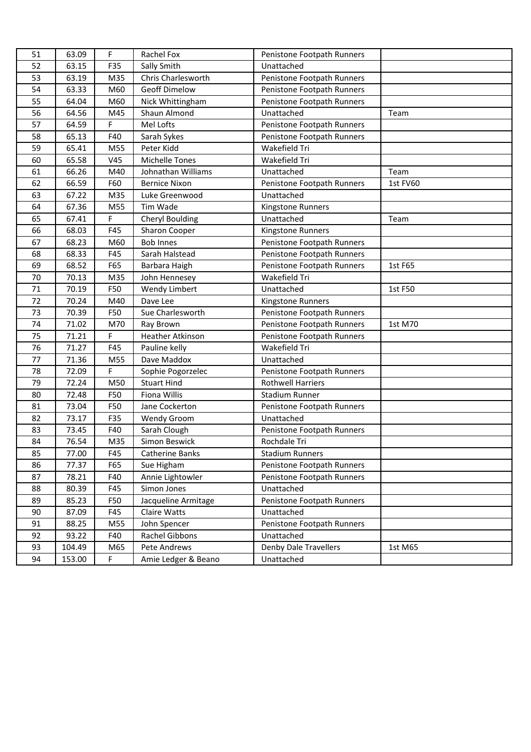| | | | | | |
|---|---|---|---|---|---|
| 51 | 63.09 | F | Rachel Fox | Penistone Footpath Runners | |
| 52 | 63.15 | F35 | Sally Smith | Unattached | |
| 53 | 63.19 | M35 | Chris Charlesworth | Penistone Footpath Runners | |
| 54 | 63.33 | M60 | Geoff Dimelow | Penistone Footpath Runners | |
| 55 | 64.04 | M60 | Nick Whittingham | Penistone Footpath Runners | |
| 56 | 64.56 | M45 | Shaun Almond | Unattached | Team |
| 57 | 64.59 | F | Mel Lofts | Penistone Footpath Runners | |
| 58 | 65.13 | F40 | Sarah Sykes | Penistone Footpath Runners | |
| 59 | 65.41 | M55 | Peter Kidd | Wakefield Tri | |
| 60 | 65.58 | V45 | Michelle Tones | Wakefield Tri | |
| 61 | 66.26 | M40 | Johnathan Williams | Unattached | Team |
| 62 | 66.59 | F60 | Bernice Nixon | Penistone Footpath Runners | 1st FV60 |
| 63 | 67.22 | M35 | Luke Greenwood | Unattached | |
| 64 | 67.36 | M55 | Tim Wade | Kingstone Runners | |
| 65 | 67.41 | F | Cheryl Boulding | Unattached | Team |
| 66 | 68.03 | F45 | Sharon Cooper | Kingstone Runners | |
| 67 | 68.23 | M60 | Bob Innes | Penistone Footpath Runners | |
| 68 | 68.33 | F45 | Sarah Halstead | Penistone Footpath Runners | |
| 69 | 68.52 | F65 | Barbara Haigh | Penistone Footpath Runners | 1st F65 |
| 70 | 70.13 | M35 | John Hennesey | Wakefield Tri | |
| 71 | 70.19 | F50 | Wendy Limbert | Unattached | 1st F50 |
| 72 | 70.24 | M40 | Dave Lee | Kingstone Runners | |
| 73 | 70.39 | F50 | Sue Charlesworth | Penistone Footpath Runners | |
| 74 | 71.02 | M70 | Ray Brown | Penistone Footpath Runners | 1st M70 |
| 75 | 71.21 | F | Heather Atkinson | Penistone Footpath Runners | |
| 76 | 71.27 | F45 | Pauline kelly | Wakefield Tri | |
| 77 | 71.36 | M55 | Dave Maddox | Unattached | |
| 78 | 72.09 | F | Sophie Pogorzelec | Penistone Footpath Runners | |
| 79 | 72.24 | M50 | Stuart Hind | Rothwell Harriers | |
| 80 | 72.48 | F50 | Fiona Willis | Stadium Runner | |
| 81 | 73.04 | F50 | Jane Cockerton | Penistone Footpath Runners | |
| 82 | 73.17 | F35 | Wendy Groom | Unattached | |
| 83 | 73.45 | F40 | Sarah Clough | Penistone Footpath Runners | |
| 84 | 76.54 | M35 | Simon Beswick | Rochdale Tri | |
| 85 | 77.00 | F45 | Catherine Banks | Stadium Runners | |
| 86 | 77.37 | F65 | Sue Higham | Penistone Footpath Runners | |
| 87 | 78.21 | F40 | Annie Lightowler | Penistone Footpath Runners | |
| 88 | 80.39 | F45 | Simon Jones | Unattached | |
| 89 | 85.23 | F50 | Jacqueline Armitage | Penistone Footpath Runners | |
| 90 | 87.09 | F45 | Claire Watts | Unattached | |
| 91 | 88.25 | M55 | John Spencer | Penistone Footpath Runners | |
| 92 | 93.22 | F40 | Rachel Gibbons | Unattached | |
| 93 | 104.49 | M65 | Pete Andrews | Denby Dale Travellers | 1st M65 |
| 94 | 153.00 | F | Amie Ledger & Beano | Unattached | |